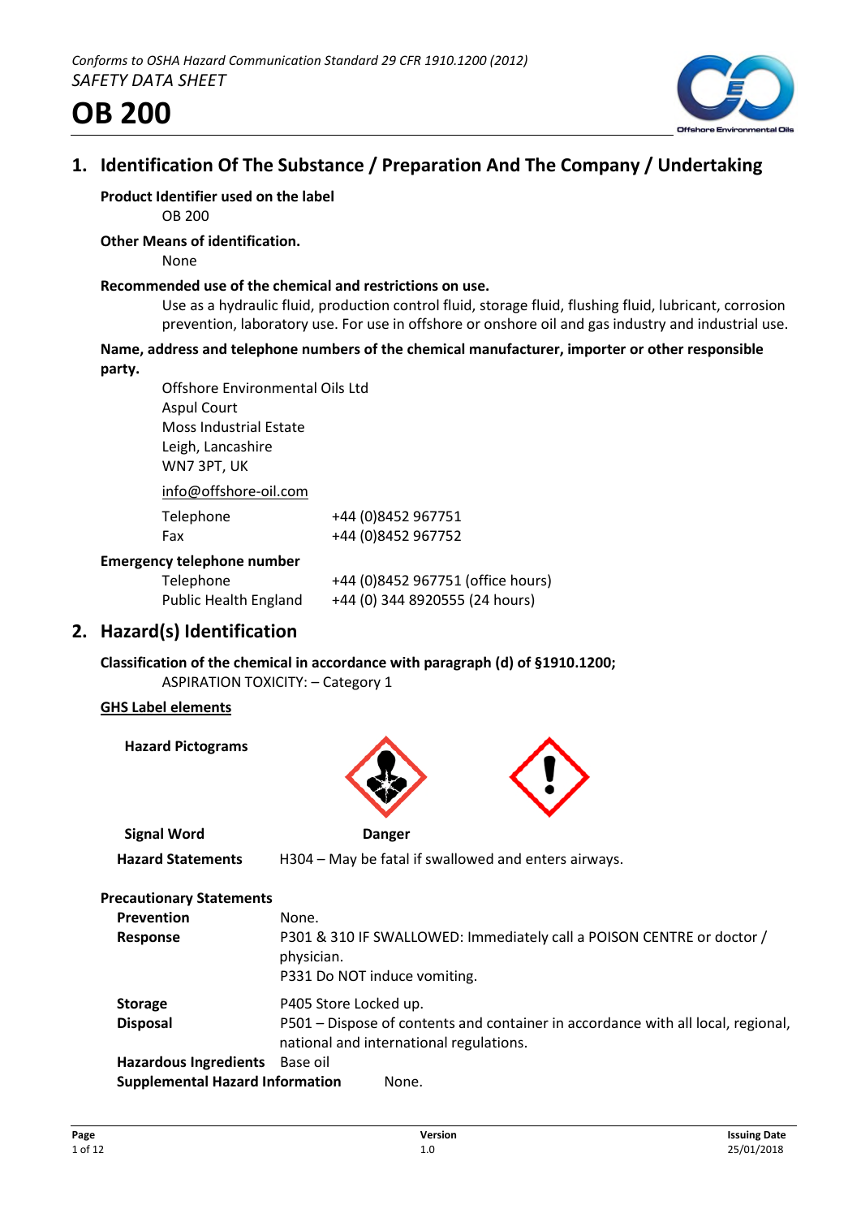*Conforms to OSHA Hazard Communication Standard 29 CFR 1910.1200 (2012)*
*SAFETY DATA SHEET*

# OB 200

## 1. Identification Of The Substance / Preparation And The Company / Undertaking

**Product Identifier used on the label**
OB 200

**Other Means of identification.**
None

**Recommended use of the chemical and restrictions on use.**
Use as a hydraulic fluid, production control fluid, storage fluid, flushing fluid, lubricant, corrosion prevention, laboratory use. For use in offshore or onshore oil and gas industry and industrial use.

**Name, address and telephone numbers of the chemical manufacturer, importer or other responsible party.**

Offshore Environmental Oils Ltd
Aspul Court
Moss Industrial Estate
Leigh, Lancashire
WN7 3PT, UK

info@offshore-oil.com

| | |
|---|---|
| Telephone | +44 (0)8452 967751 |
| Fax | +44 (0)8452 967752 |

**Emergency telephone number**

| | |
|---|---|
| Telephone | +44 (0)8452 967751 (office hours) |
| Public Health England | +44 (0) 344 8920555 (24 hours) |

## 2. Hazard(s) Identification

**Classification of the chemical in accordance with paragraph (d) of §1910.1200;**
ASPIRATION TOXICITY: – Category 1

**GHS Label elements**

**Hazard Pictograms**

**Signal Word** **Danger**

**Hazard Statements** H304 – May be fatal if swallowed and enters airways.

**Precautionary Statements**

| | |
|---|---|
| **Prevention** | None. |
| **Response** | P301 & 310 IF SWALLOWED: Immediately call a POISON CENTRE or doctor / physician.<br>P331 Do NOT induce vomiting. |
| **Storage** | P405 Store Locked up. |
| **Disposal** | P501 – Dispose of contents and container in accordance with all local, regional, national and international regulations. |
| **Hazardous Ingredients** | Base oil |
| **Supplemental Hazard Information** | None. |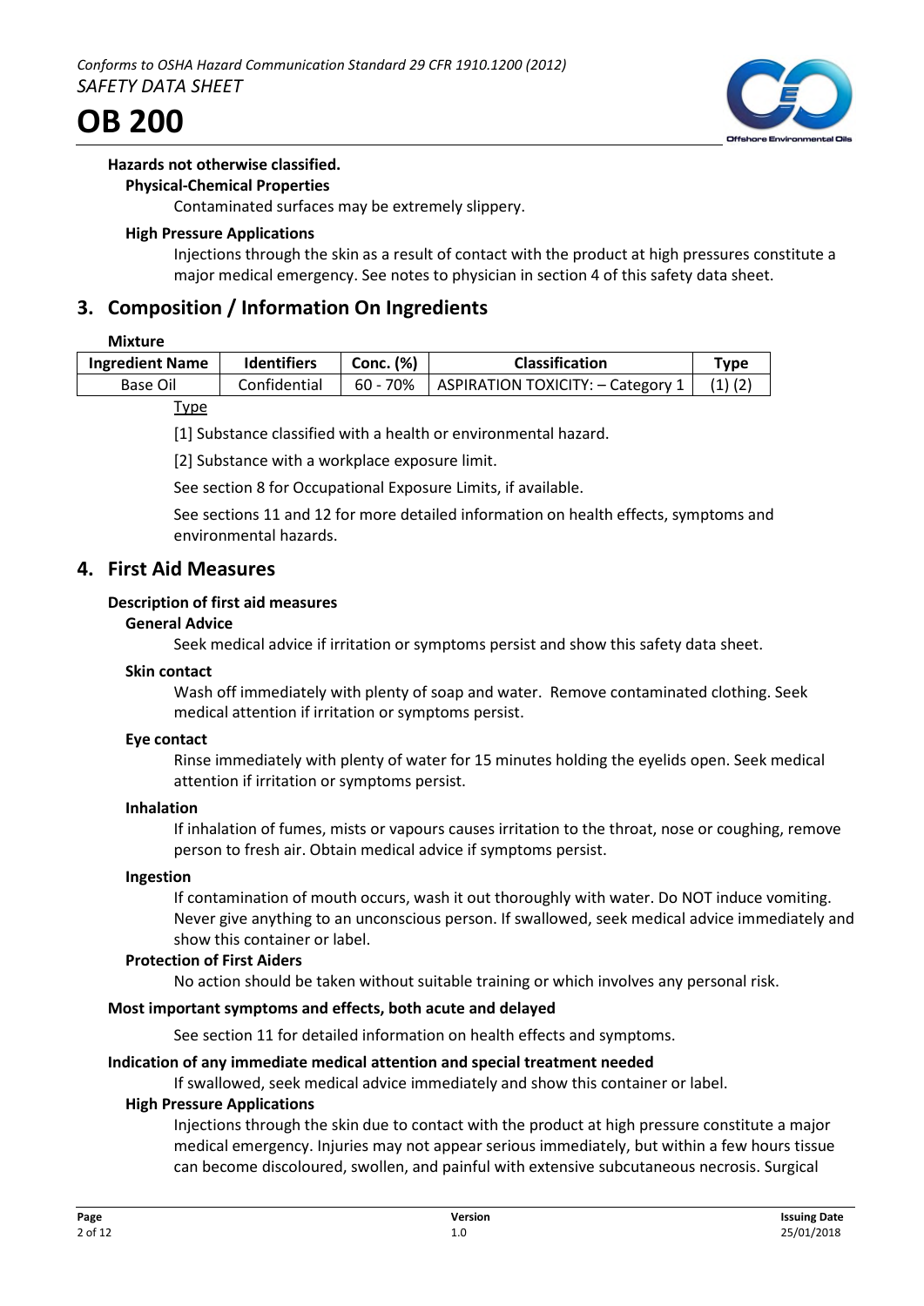**Hazards not otherwise classified.**

**Physical-Chemical Properties**

Contaminated surfaces may be extremely slippery.

**High Pressure Applications**

Injections through the skin as a result of contact with the product at high pressures constitute a major medical emergency. See notes to physician in section 4 of this safety data sheet.

## 3. Composition / Information On Ingredients

**Mixture**

| Ingredient Name | Identifiers | Conc. (%) | Classification | Type |
|---|---|---|---|---|
| Base Oil | Confidential | 60 - 70% | ASPIRATION TOXICITY: – Category 1 | (1) (2) |

Type

[1] Substance classified with a health or environmental hazard.

[2] Substance with a workplace exposure limit.

See section 8 for Occupational Exposure Limits, if available.

See sections 11 and 12 for more detailed information on health effects, symptoms and environmental hazards.

## 4. First Aid Measures

**Description of first aid measures**

**General Advice**

Seek medical advice if irritation or symptoms persist and show this safety data sheet.

**Skin contact**

Wash off immediately with plenty of soap and water. Remove contaminated clothing. Seek medical attention if irritation or symptoms persist.

**Eye contact**

Rinse immediately with plenty of water for 15 minutes holding the eyelids open. Seek medical attention if irritation or symptoms persist.

**Inhalation**

If inhalation of fumes, mists or vapours causes irritation to the throat, nose or coughing, remove person to fresh air. Obtain medical advice if symptoms persist.

**Ingestion**

If contamination of mouth occurs, wash it out thoroughly with water. Do NOT induce vomiting. Never give anything to an unconscious person. If swallowed, seek medical advice immediately and show this container or label.

**Protection of First Aiders**

No action should be taken without suitable training or which involves any personal risk.

**Most important symptoms and effects, both acute and delayed**

See section 11 for detailed information on health effects and symptoms.

**Indication of any immediate medical attention and special treatment needed**

If swallowed, seek medical advice immediately and show this container or label.

**High Pressure Applications**

Injections through the skin due to contact with the product at high pressure constitute a major medical emergency. Injuries may not appear serious immediately, but within a few hours tissue can become discoloured, swollen, and painful with extensive subcutaneous necrosis. Surgical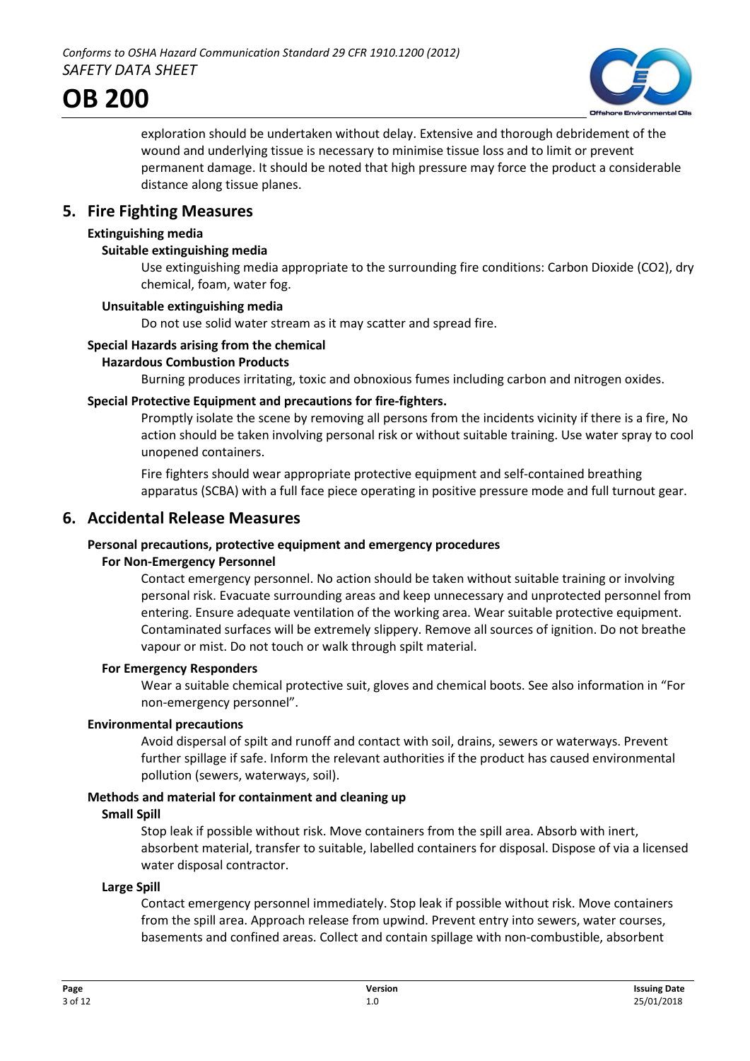exploration should be undertaken without delay. Extensive and thorough debridement of the wound and underlying tissue is necessary to minimise tissue loss and to limit or prevent permanent damage. It should be noted that high pressure may force the product a considerable distance along tissue planes.

## 5. Fire Fighting Measures

### Extinguishing media

#### Suitable extinguishing media

Use extinguishing media appropriate to the surrounding fire conditions: Carbon Dioxide ($CO_2$), dry chemical, foam, water fog.

#### Unsuitable extinguishing media

Do not use solid water stream as it may scatter and spread fire.

### Special Hazards arising from the chemical

#### Hazardous Combustion Products

Burning produces irritating, toxic and obnoxious fumes including carbon and nitrogen oxides.

### Special Protective Equipment and precautions for fire-fighters.

Promptly isolate the scene by removing all persons from the incidents vicinity if there is a fire, No action should be taken involving personal risk or without suitable training. Use water spray to cool unopened containers.

Fire fighters should wear appropriate protective equipment and self-contained breathing apparatus (SCBA) with a full face piece operating in positive pressure mode and full turnout gear.

## 6. Accidental Release Measures

### Personal precautions, protective equipment and emergency procedures

#### For Non-Emergency Personnel

Contact emergency personnel. No action should be taken without suitable training or involving personal risk. Evacuate surrounding areas and keep unnecessary and unprotected personnel from entering. Ensure adequate ventilation of the working area. Wear suitable protective equipment. Contaminated surfaces will be extremely slippery. Remove all sources of ignition. Do not breathe vapour or mist. Do not touch or walk through spilt material.

#### For Emergency Responders

Wear a suitable chemical protective suit, gloves and chemical boots. See also information in "For non-emergency personnel".

### Environmental precautions

Avoid dispersal of spilt and runoff and contact with soil, drains, sewers or waterways. Prevent further spillage if safe. Inform the relevant authorities if the product has caused environmental pollution (sewers, waterways, soil).

### Methods and material for containment and cleaning up

#### Small Spill

Stop leak if possible without risk. Move containers from the spill area. Absorb with inert, absorbent material, transfer to suitable, labelled containers for disposal. Dispose of via a licensed water disposal contractor.

#### Large Spill

Contact emergency personnel immediately. Stop leak if possible without risk. Move containers from the spill area. Approach release from upwind. Prevent entry into sewers, water courses, basements and confined areas. Collect and contain spillage with non-combustible, absorbent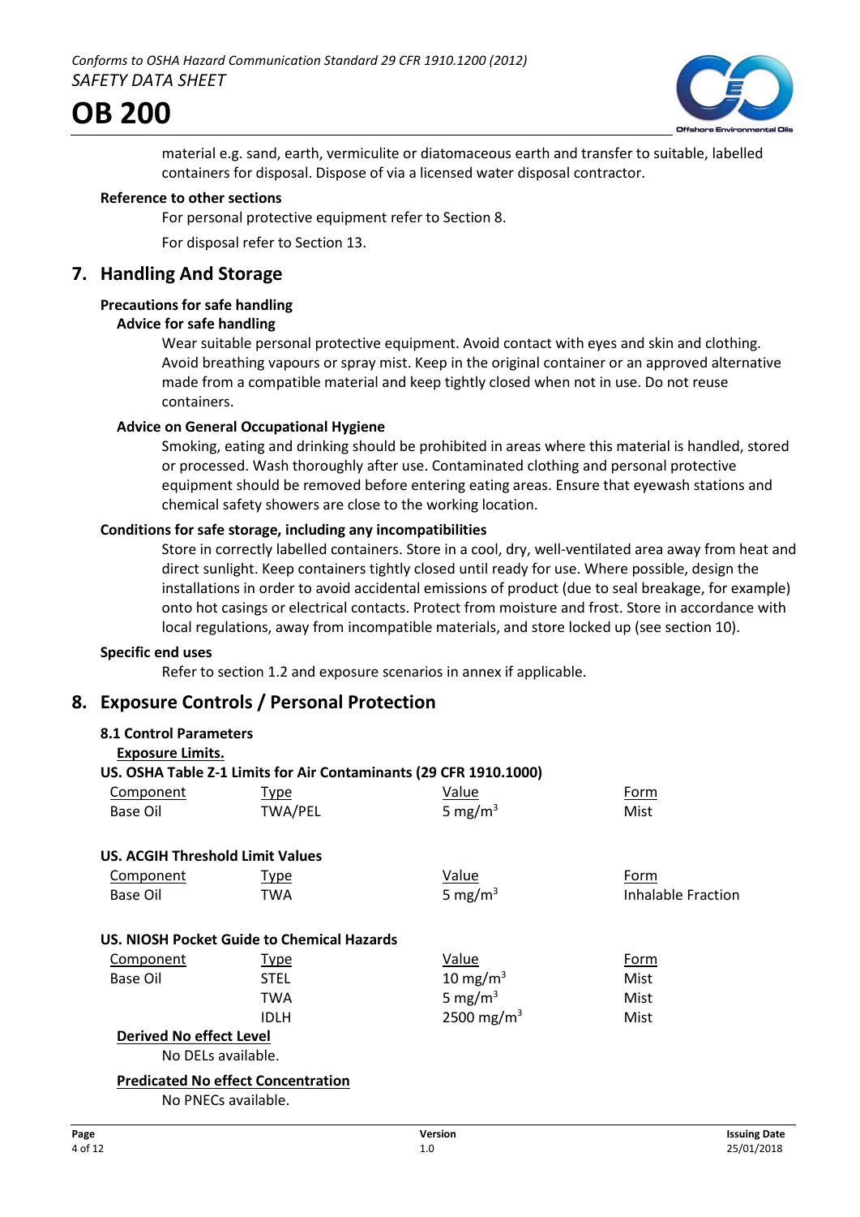material e.g. sand, earth, vermiculite or diatomaceous earth and transfer to suitable, labelled containers for disposal. Dispose of via a licensed water disposal contractor.

**Reference to other sections**

For personal protective equipment refer to Section 8.

For disposal refer to Section 13.

## 7. Handling And Storage

**Precautions for safe handling**

**Advice for safe handling**

Wear suitable personal protective equipment. Avoid contact with eyes and skin and clothing. Avoid breathing vapours or spray mist. Keep in the original container or an approved alternative made from a compatible material and keep tightly closed when not in use. Do not reuse containers.

**Advice on General Occupational Hygiene**

Smoking, eating and drinking should be prohibited in areas where this material is handled, stored or processed. Wash thoroughly after use. Contaminated clothing and personal protective equipment should be removed before entering eating areas. Ensure that eyewash stations and chemical safety showers are close to the working location.

**Conditions for safe storage, including any incompatibilities**

Store in correctly labelled containers. Store in a cool, dry, well-ventilated area away from heat and direct sunlight. Keep containers tightly closed until ready for use. Where possible, design the installations in order to avoid accidental emissions of product (due to seal breakage, for example) onto hot casings or electrical contacts. Protect from moisture and frost. Store in accordance with local regulations, away from incompatible materials, and store locked up (see section 10).

**Specific end uses**

Refer to section 1.2 and exposure scenarios in annex if applicable.

## 8. Exposure Controls / Personal Protection

**8.1 Control Parameters**

**Exposure Limits.**

**US. OSHA Table Z-1 Limits for Air Contaminants (29 CFR 1910.1000)**

| Component | Type | Value | Form |
|---|---|---|---|
| Base Oil | TWA/PEL | 5 mg/m$^3$ | Mist |

**US. ACGIH Threshold Limit Values**

| Component | Type | Value | Form |
|---|---|---|---|
| Base Oil | TWA | 5 mg/m$^3$ | Inhalable Fraction |

**US. NIOSH Pocket Guide to Chemical Hazards**

| Component | Type | Value | Form |
|---|---|---|---|
| Base Oil | STEL | 10 mg/m$^3$ | Mist |
| | TWA | 5 mg/m$^3$ | Mist |
| | IDLH | 2500 mg/m$^3$ | Mist |

**Derived No effect Level**

No DELs available.

**Predicated No effect Concentration**

No PNECs available.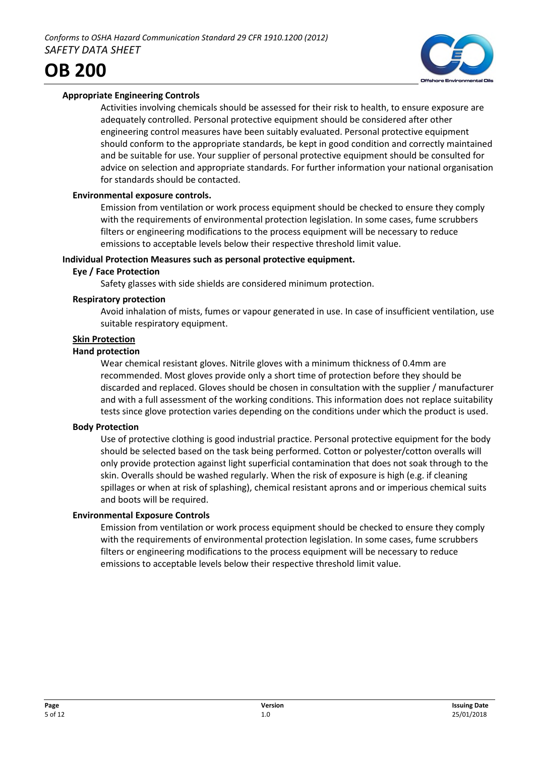### Appropriate Engineering Controls

Activities involving chemicals should be assessed for their risk to health, to ensure exposure are adequately controlled. Personal protective equipment should be considered after other engineering control measures have been suitably evaluated. Personal protective equipment should conform to the appropriate standards, be kept in good condition and correctly maintained and be suitable for use. Your supplier of personal protective equipment should be consulted for advice on selection and appropriate standards. For further information your national organisation for standards should be contacted.

#### Environmental exposure controls.

Emission from ventilation or work process equipment should be checked to ensure they comply with the requirements of environmental protection legislation. In some cases, fume scrubbers filters or engineering modifications to the process equipment will be necessary to reduce emissions to acceptable levels below their respective threshold limit value.

### Individual Protection Measures such as personal protective equipment.

#### Eye / Face Protection

Safety glasses with side shields are considered minimum protection.

#### Respiratory protection

Avoid inhalation of mists, fumes or vapour generated in use. In case of insufficient ventilation, use suitable respiratory equipment.

#### Skin Protection

#### Hand protection

Wear chemical resistant gloves. Nitrile gloves with a minimum thickness of 0.4mm are recommended. Most gloves provide only a short time of protection before they should be discarded and replaced. Gloves should be chosen in consultation with the supplier / manufacturer and with a full assessment of the working conditions. This information does not replace suitability tests since glove protection varies depending on the conditions under which the product is used.

#### Body Protection

Use of protective clothing is good industrial practice. Personal protective equipment for the body should be selected based on the task being performed. Cotton or polyester/cotton overalls will only provide protection against light superficial contamination that does not soak through to the skin. Overalls should be washed regularly. When the risk of exposure is high (e.g. if cleaning spillages or when at risk of splashing), chemical resistant aprons and or imperious chemical suits and boots will be required.

#### Environmental Exposure Controls

Emission from ventilation or work process equipment should be checked to ensure they comply with the requirements of environmental protection legislation. In some cases, fume scrubbers filters or engineering modifications to the process equipment will be necessary to reduce emissions to acceptable levels below their respective threshold limit value.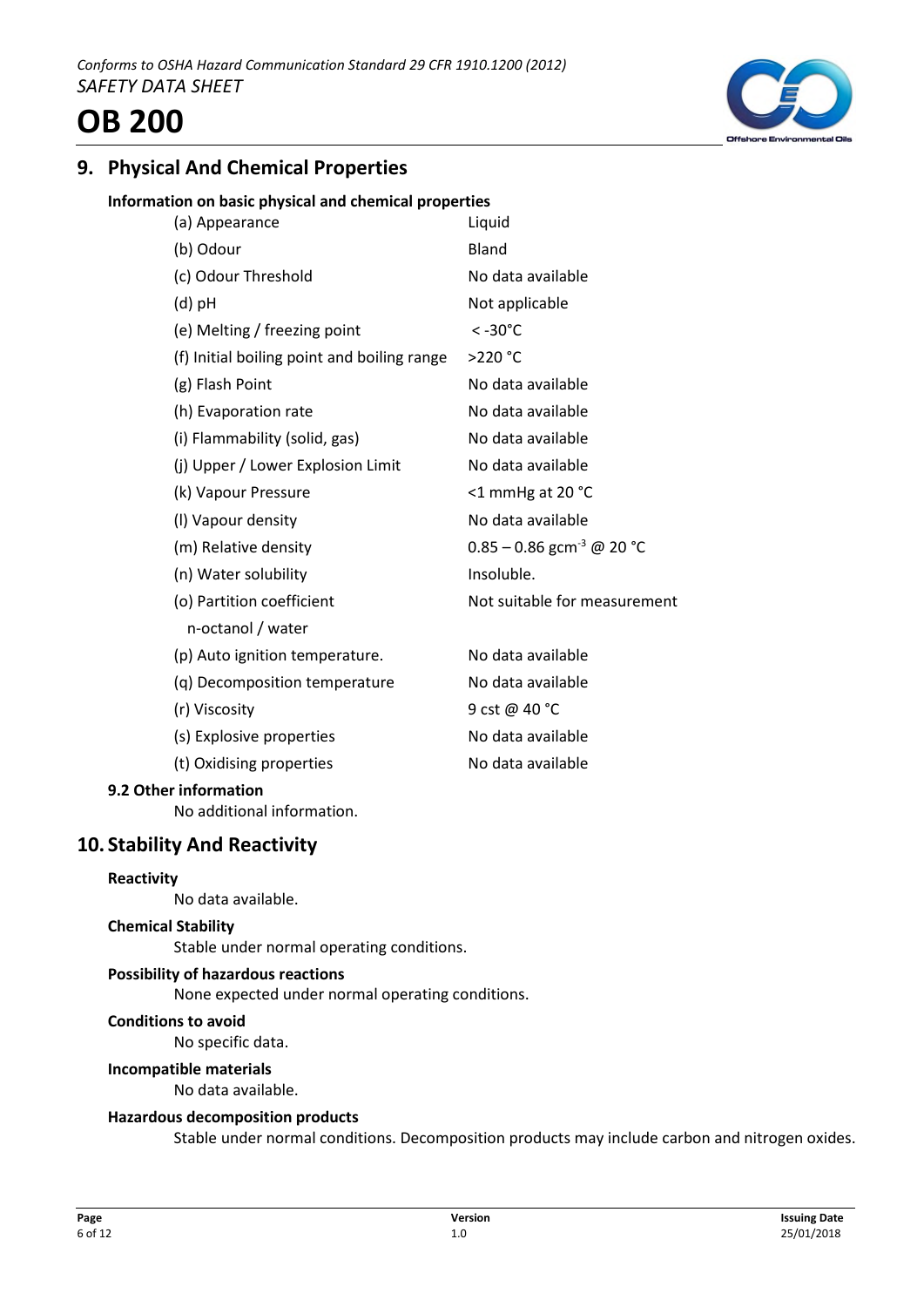## 9. Physical And Chemical Properties

### Information on basic physical and chemical properties

| Property | Value |
|---|---|
| (a) Appearance | Liquid |
| (b) Odour | Bland |
| (c) Odour Threshold | No data available |
| (d) pH | Not applicable |
| (e) Melting / freezing point | < -30°C |
| (f) Initial boiling point and boiling range | >220 °C |
| (g) Flash Point | No data available |
| (h) Evaporation rate | No data available |
| (i) Flammability (solid, gas) | No data available |
| (j) Upper / Lower Explosion Limit | No data available |
| (k) Vapour Pressure | <1 mmHg at 20 °C |
| (l) Vapour density | No data available |
| (m) Relative density | 0.85 – 0.86 $gcm^{-3}$ @ 20 °C |
| (n) Water solubility | Insoluble. |
| (o) Partition coefficient n-octanol / water | Not suitable for measurement |
| (p) Auto ignition temperature. | No data available |
| (q) Decomposition temperature | No data available |
| (r) Viscosity | 9 cst @ 40 °C |
| (s) Explosive properties | No data available |
| (t) Oxidising properties | No data available |

### 9.2 Other information

No additional information.

## 10. Stability And Reactivity

**Reactivity**

No data available.

**Chemical Stability**

Stable under normal operating conditions.

**Possibility of hazardous reactions**

None expected under normal operating conditions.

**Conditions to avoid**

No specific data.

**Incompatible materials**

No data available.

**Hazardous decomposition products**

Stable under normal conditions. Decomposition products may include carbon and nitrogen oxides.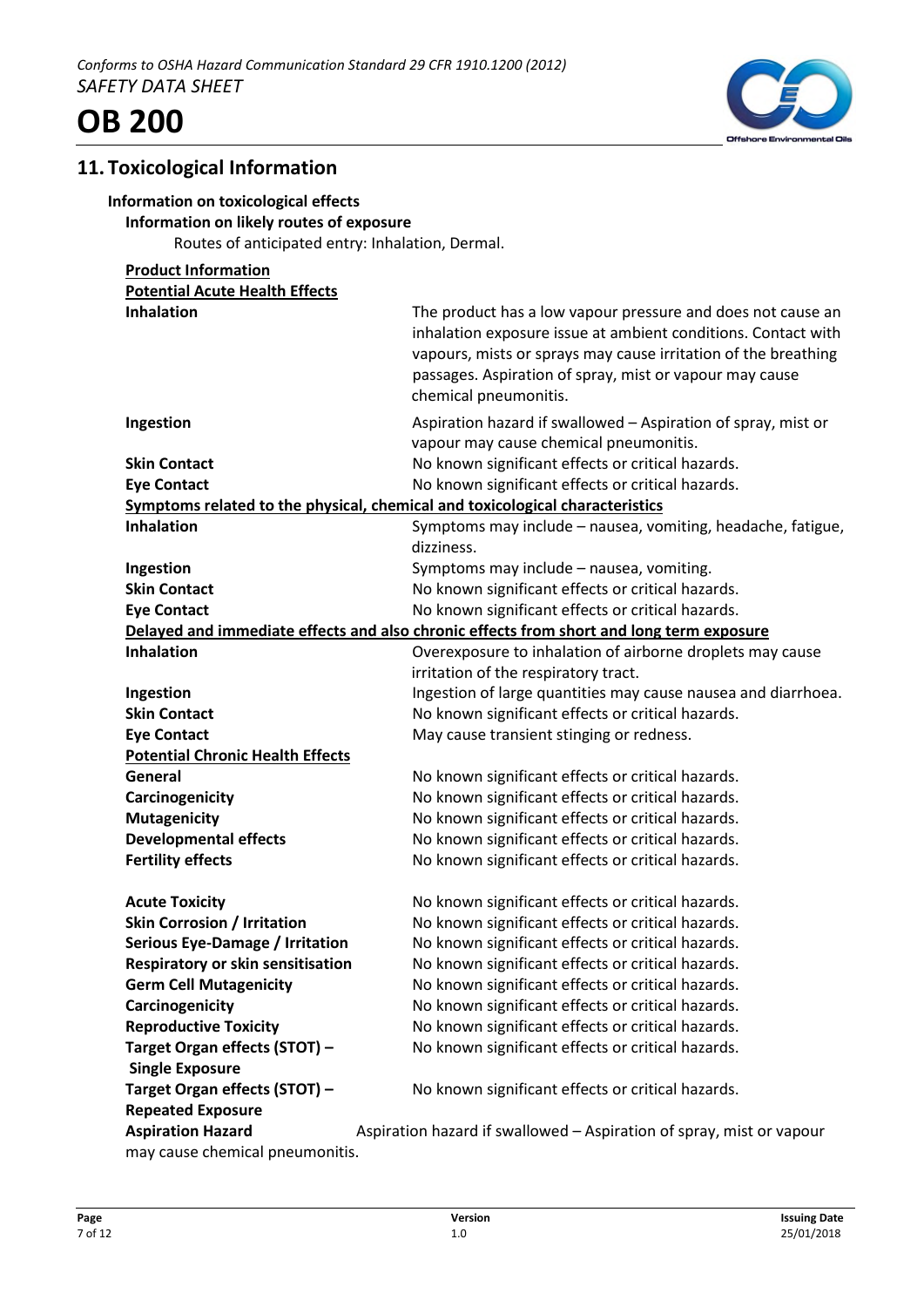## 11. Toxicological Information

**Information on toxicological effects**

**Information on likely routes of exposure**

Routes of anticipated entry: Inhalation, Dermal.

**Product Information**

**Potential Acute Health Effects**

| | |
|---|---|
| **Inhalation** | The product has a low vapour pressure and does not cause an inhalation exposure issue at ambient conditions. Contact with vapours, mists or sprays may cause irritation of the breathing passages. Aspiration of spray, mist or vapour may cause chemical pneumonitis. |
| **Ingestion** | Aspiration hazard if swallowed – Aspiration of spray, mist or vapour may cause chemical pneumonitis. |
| **Skin Contact** | No known significant effects or critical hazards. |
| **Eye Contact** | No known significant effects or critical hazards. |

**Symptoms related to the physical, chemical and toxicological characteristics**

| | |
|---|---|
| **Inhalation** | Symptoms may include – nausea, vomiting, headache, fatigue, dizziness. |
| **Ingestion** | Symptoms may include – nausea, vomiting. |
| **Skin Contact** | No known significant effects or critical hazards. |
| **Eye Contact** | No known significant effects or critical hazards. |

**Delayed and immediate effects and also chronic effects from short and long term exposure**

| | |
|---|---|
| **Inhalation** | Overexposure to inhalation of airborne droplets may cause irritation of the respiratory tract. |
| **Ingestion** | Ingestion of large quantities may cause nausea and diarrhoea. |
| **Skin Contact** | No known significant effects or critical hazards. |
| **Eye Contact** | May cause transient stinging or redness. |

**Potential Chronic Health Effects**

| | |
|---|---|
| **General** | No known significant effects or critical hazards. |
| **Carcinogenicity** | No known significant effects or critical hazards. |
| **Mutagenicity** | No known significant effects or critical hazards. |
| **Developmental effects** | No known significant effects or critical hazards. |
| **Fertility effects** | No known significant effects or critical hazards. |

| | |
|---|---|
| **Acute Toxicity** | No known significant effects or critical hazards. |
| **Skin Corrosion / Irritation** | No known significant effects or critical hazards. |
| **Serious Eye-Damage / Irritation** | No known significant effects or critical hazards. |
| **Respiratory or skin sensitisation** | No known significant effects or critical hazards. |
| **Germ Cell Mutagenicity** | No known significant effects or critical hazards. |
| **Carcinogenicity** | No known significant effects or critical hazards. |
| **Reproductive Toxicity** | No known significant effects or critical hazards. |
| **Target Organ effects (STOT) – Single Exposure** | No known significant effects or critical hazards. |
| **Target Organ effects (STOT) – Repeated Exposure** | No known significant effects or critical hazards. |

**Aspiration Hazard** Aspiration hazard if swallowed – Aspiration of spray, mist or vapour may cause chemical pneumonitis.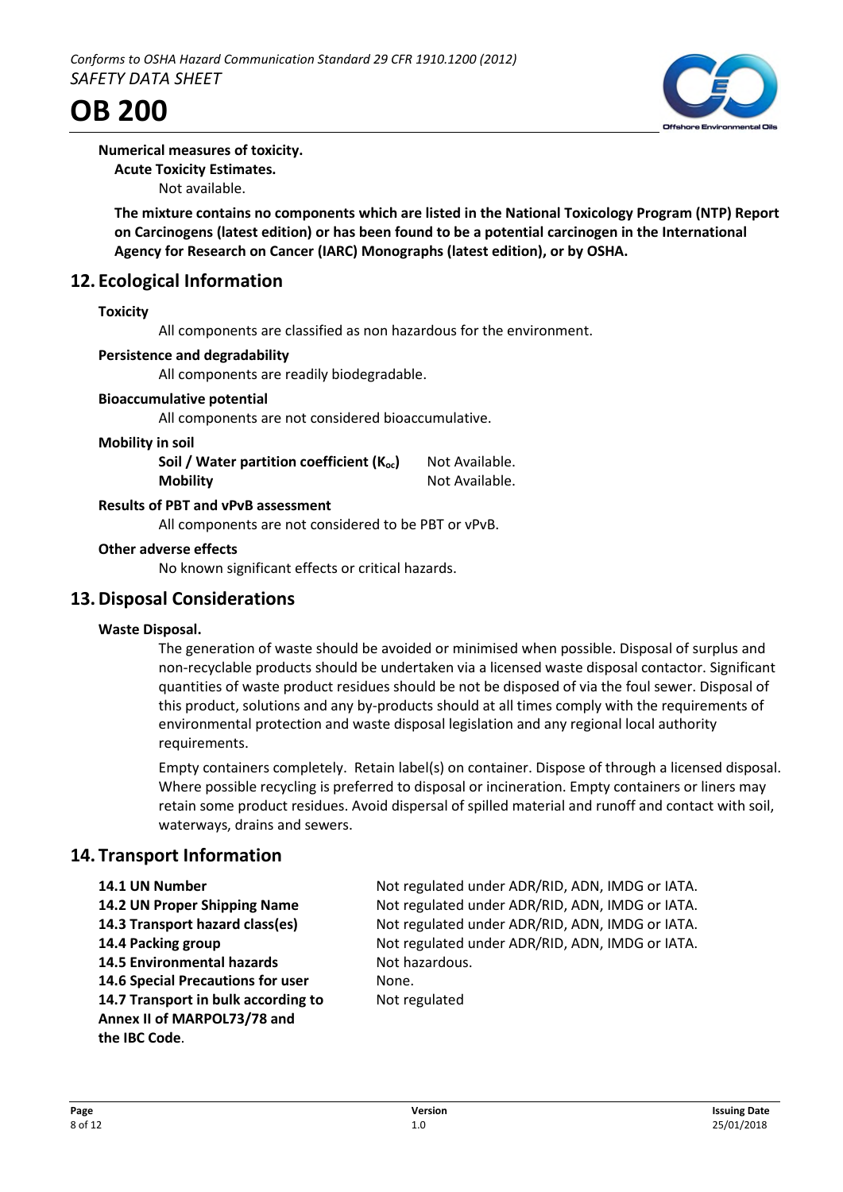**Numerical measures of toxicity.**

**Acute Toxicity Estimates.**

Not available.

**The mixture contains no components which are listed in the National Toxicology Program (NTP) Report on Carcinogens (latest edition) or has been found to be a potential carcinogen in the International Agency for Research on Cancer (IARC) Monographs (latest edition), or by OSHA.**

## 12. Ecological Information

**Toxicity**

All components are classified as non hazardous for the environment.

**Persistence and degradability**

All components are readily biodegradable.

**Bioaccumulative potential**

All components are not considered bioaccumulative.

**Mobility in soil**

**Soil / Water partition coefficient ($K_{oc}$)** Not Available.

**Mobility** Not Available.

**Results of PBT and vPvB assessment**

All components are not considered to be PBT or vPvB.

**Other adverse effects**

No known significant effects or critical hazards.

## 13. Disposal Considerations

**Waste Disposal.**

The generation of waste should be avoided or minimised when possible. Disposal of surplus and non-recyclable products should be undertaken via a licensed waste disposal contactor. Significant quantities of waste product residues should be not be disposed of via the foul sewer. Disposal of this product, solutions and any by-products should at all times comply with the requirements of environmental protection and waste disposal legislation and any regional local authority requirements.

Empty containers completely. Retain label(s) on container. Dispose of through a licensed disposal. Where possible recycling is preferred to disposal or incineration. Empty containers or liners may retain some product residues. Avoid dispersal of spilled material and runoff and contact with soil, waterways, drains and sewers.

## 14. Transport Information

**14.1 UN Number** Not regulated under ADR/RID, ADN, IMDG or IATA.

**14.2 UN Proper Shipping Name** Not regulated under ADR/RID, ADN, IMDG or IATA.

**14.3 Transport hazard class(es)** Not regulated under ADR/RID, ADN, IMDG or IATA.

**14.4 Packing group** Not regulated under ADR/RID, ADN, IMDG or IATA.

**14.5 Environmental hazards** Not hazardous.

**14.6 Special Precautions for user** None.

**14.7 Transport in bulk according to Annex II of MARPOL73/78 and the IBC Code**. Not regulated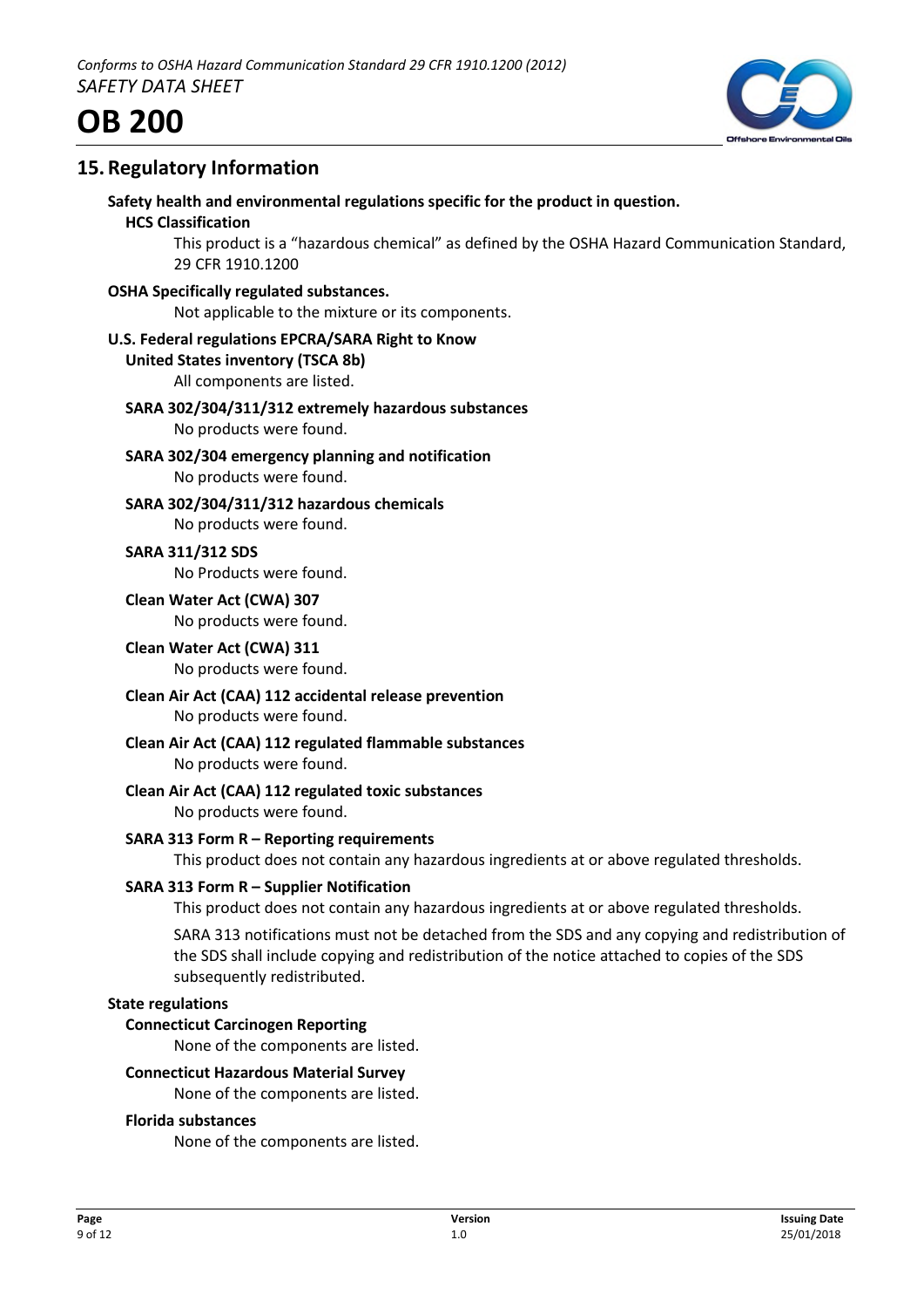## 15. Regulatory Information

**Safety health and environmental regulations specific for the product in question.**

**HCS Classification**

This product is a "hazardous chemical" as defined by the OSHA Hazard Communication Standard, 29 CFR 1910.1200

**OSHA Specifically regulated substances.**

Not applicable to the mixture or its components.

**U.S. Federal regulations EPCRA/SARA Right to Know**

**United States inventory (TSCA 8b)**

All components are listed.

**SARA 302/304/311/312 extremely hazardous substances**

No products were found.

**SARA 302/304 emergency planning and notification**

No products were found.

**SARA 302/304/311/312 hazardous chemicals**

No products were found.

**SARA 311/312 SDS**

No Products were found.

**Clean Water Act (CWA) 307**

No products were found.

**Clean Water Act (CWA) 311**

No products were found.

**Clean Air Act (CAA) 112 accidental release prevention**

No products were found.

**Clean Air Act (CAA) 112 regulated flammable substances**

No products were found.

**Clean Air Act (CAA) 112 regulated toxic substances**

No products were found.

**SARA 313 Form R – Reporting requirements**

This product does not contain any hazardous ingredients at or above regulated thresholds.

**SARA 313 Form R – Supplier Notification**

This product does not contain any hazardous ingredients at or above regulated thresholds.

SARA 313 notifications must not be detached from the SDS and any copying and redistribution of the SDS shall include copying and redistribution of the notice attached to copies of the SDS subsequently redistributed.

**State regulations**

**Connecticut Carcinogen Reporting**

None of the components are listed.

**Connecticut Hazardous Material Survey**

None of the components are listed.

**Florida substances**

None of the components are listed.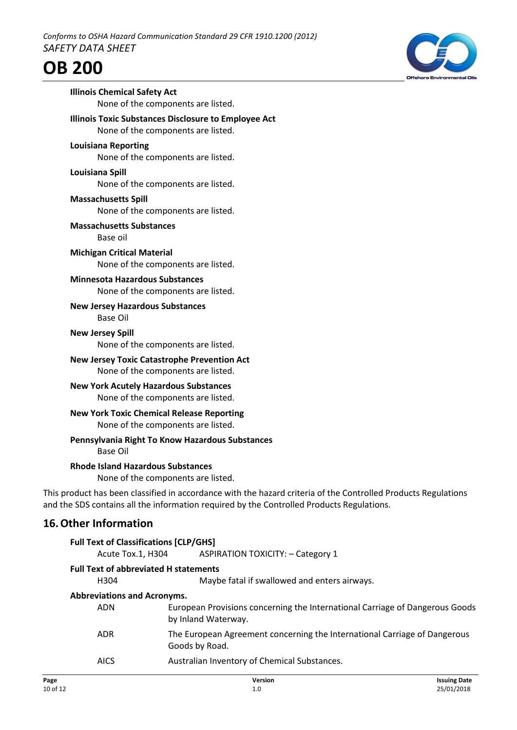**Illinois Chemical Safety Act**

None of the components are listed.

**Illinois Toxic Substances Disclosure to Employee Act**

None of the components are listed.

**Louisiana Reporting**

None of the components are listed.

**Louisiana Spill**

None of the components are listed.

**Massachusetts Spill**

None of the components are listed.

**Massachusetts Substances**

Base oil

**Michigan Critical Material**

None of the components are listed.

**Minnesota Hazardous Substances**

None of the components are listed.

**New Jersey Hazardous Substances**

Base Oil

**New Jersey Spill**

None of the components are listed.

**New Jersey Toxic Catastrophe Prevention Act**

None of the components are listed.

**New York Acutely Hazardous Substances**

None of the components are listed.

**New York Toxic Chemical Release Reporting**

None of the components are listed.

**Pennsylvania Right To Know Hazardous Substances**

Base Oil

**Rhode Island Hazardous Substances**

None of the components are listed.

This product has been classified in accordance with the hazard criteria of the Controlled Products Regulations and the SDS contains all the information required by the Controlled Products Regulations.

## 16. Other Information

**Full Text of Classifications [CLP/GHS]**

| | |
|---|---|
| Acute Tox.1, H304 | ASPIRATION TOXICITY: – Category 1 |

**Full Text of abbreviated H statements**

| | |
|---|---|
| H304 | Maybe fatal if swallowed and enters airways. |

**Abbreviations and Acronyms.**

| | |
|---|---|
| ADN | European Provisions concerning the International Carriage of Dangerous Goods by Inland Waterway. |
| ADR | The European Agreement concerning the International Carriage of Dangerous Goods by Road. |
| AICS | Australian Inventory of Chemical Substances. |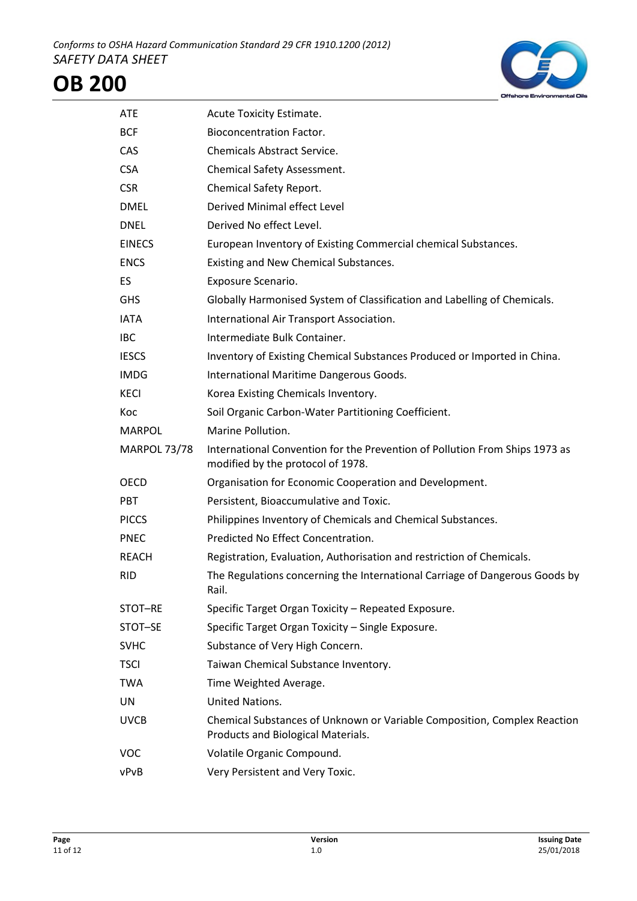| | |
|---|---|
| ATE | Acute Toxicity Estimate. |
| BCF | Bioconcentration Factor. |
| CAS | Chemicals Abstract Service. |
| CSA | Chemical Safety Assessment. |
| CSR | Chemical Safety Report. |
| DMEL | Derived Minimal effect Level |
| DNEL | Derived No effect Level. |
| EINECS | European Inventory of Existing Commercial chemical Substances. |
| ENCS | Existing and New Chemical Substances. |
| ES | Exposure Scenario. |
| GHS | Globally Harmonised System of Classification and Labelling of Chemicals. |
| IATA | International Air Transport Association. |
| IBC | Intermediate Bulk Container. |
| IESCS | Inventory of Existing Chemical Substances Produced or Imported in China. |
| IMDG | International Maritime Dangerous Goods. |
| KECI | Korea Existing Chemicals Inventory. |
| Koc | Soil Organic Carbon-Water Partitioning Coefficient. |
| MARPOL | Marine Pollution. |
| MARPOL 73/78 | International Convention for the Prevention of Pollution From Ships 1973 as modified by the protocol of 1978. |
| OECD | Organisation for Economic Cooperation and Development. |
| PBT | Persistent, Bioaccumulative and Toxic. |
| PICCS | Philippines Inventory of Chemicals and Chemical Substances. |
| PNEC | Predicted No Effect Concentration. |
| REACH | Registration, Evaluation, Authorisation and restriction of Chemicals. |
| RID | The Regulations concerning the International Carriage of Dangerous Goods by Rail. |
| STOT–RE | Specific Target Organ Toxicity – Repeated Exposure. |
| STOT–SE | Specific Target Organ Toxicity – Single Exposure. |
| SVHC | Substance of Very High Concern. |
| TSCI | Taiwan Chemical Substance Inventory. |
| TWA | Time Weighted Average. |
| UN | United Nations. |
| UVCB | Chemical Substances of Unknown or Variable Composition, Complex Reaction Products and Biological Materials. |
| VOC | Volatile Organic Compound. |
| vPvB | Very Persistent and Very Toxic. |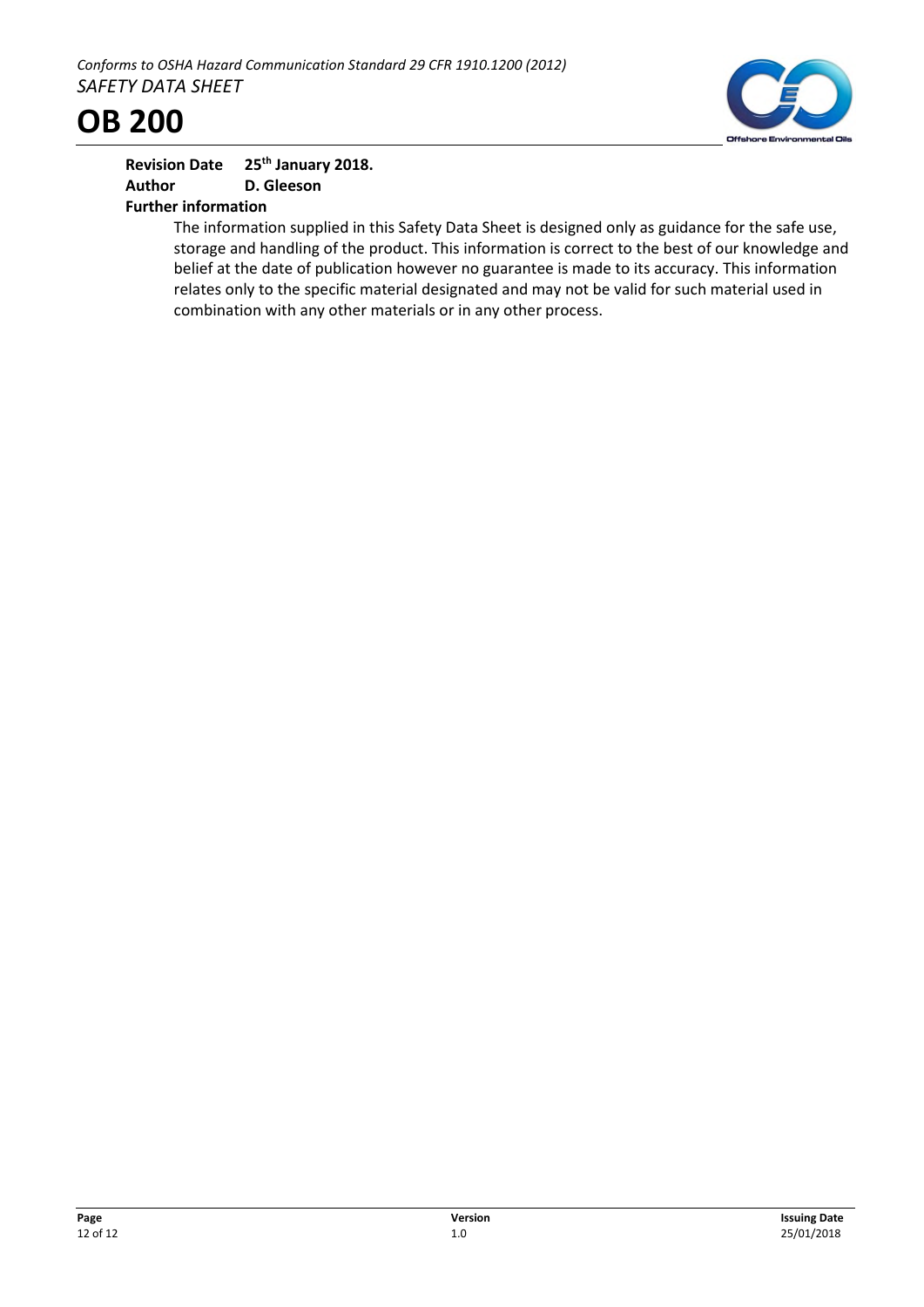**Revision Date** **25th January 2018.**

**Author** **D. Gleeson**

**Further information**

The information supplied in this Safety Data Sheet is designed only as guidance for the safe use, storage and handling of the product. This information is correct to the best of our knowledge and belief at the date of publication however no guarantee is made to its accuracy. This information relates only to the specific material designated and may not be valid for such material used in combination with any other materials or in any other process.